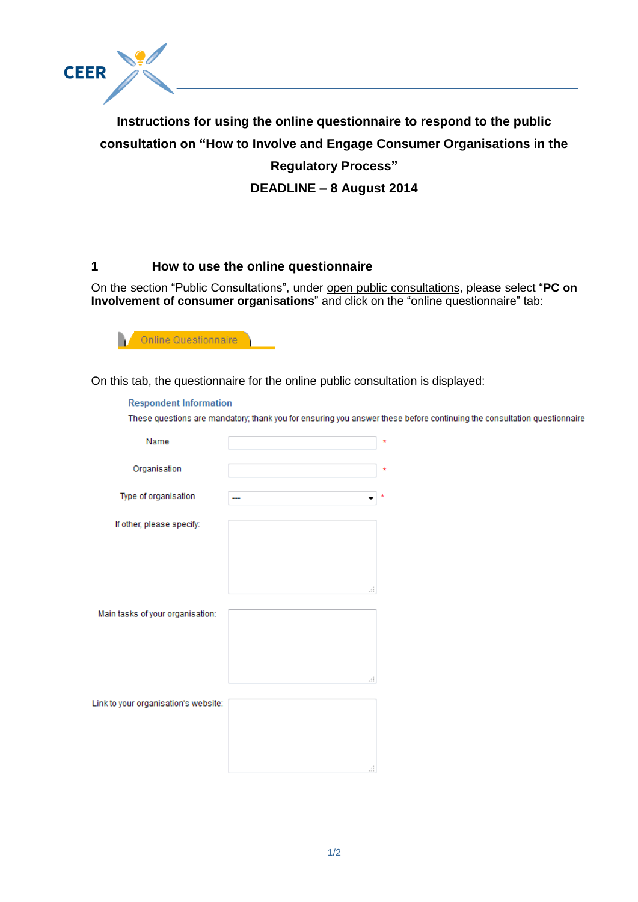CEER

**Instructions for using the online questionnaire to respond to the public consultation on "How to Involve and Engage Consumer Organisations in the Regulatory Process"**

**DEADLINE – 8 August 2014**

## 1 How to use the online questionnaire

On the section "Public Consultations", under open public consultations, please select "**PC on Involvement of consumer organisations**" and click on the "online questionnaire" tab:

Online Questionnaire

On this tab, the questionnaire for the online public consultation is displayed:

**Respondent Information**

These questions are mandatory; thank you for ensuring you answer these before continuing the consultation questionnaire

Name *

Organisation *

Type of organisation --- *

If other, please specify:

Main tasks of your organisation:

Link to your organisation's website: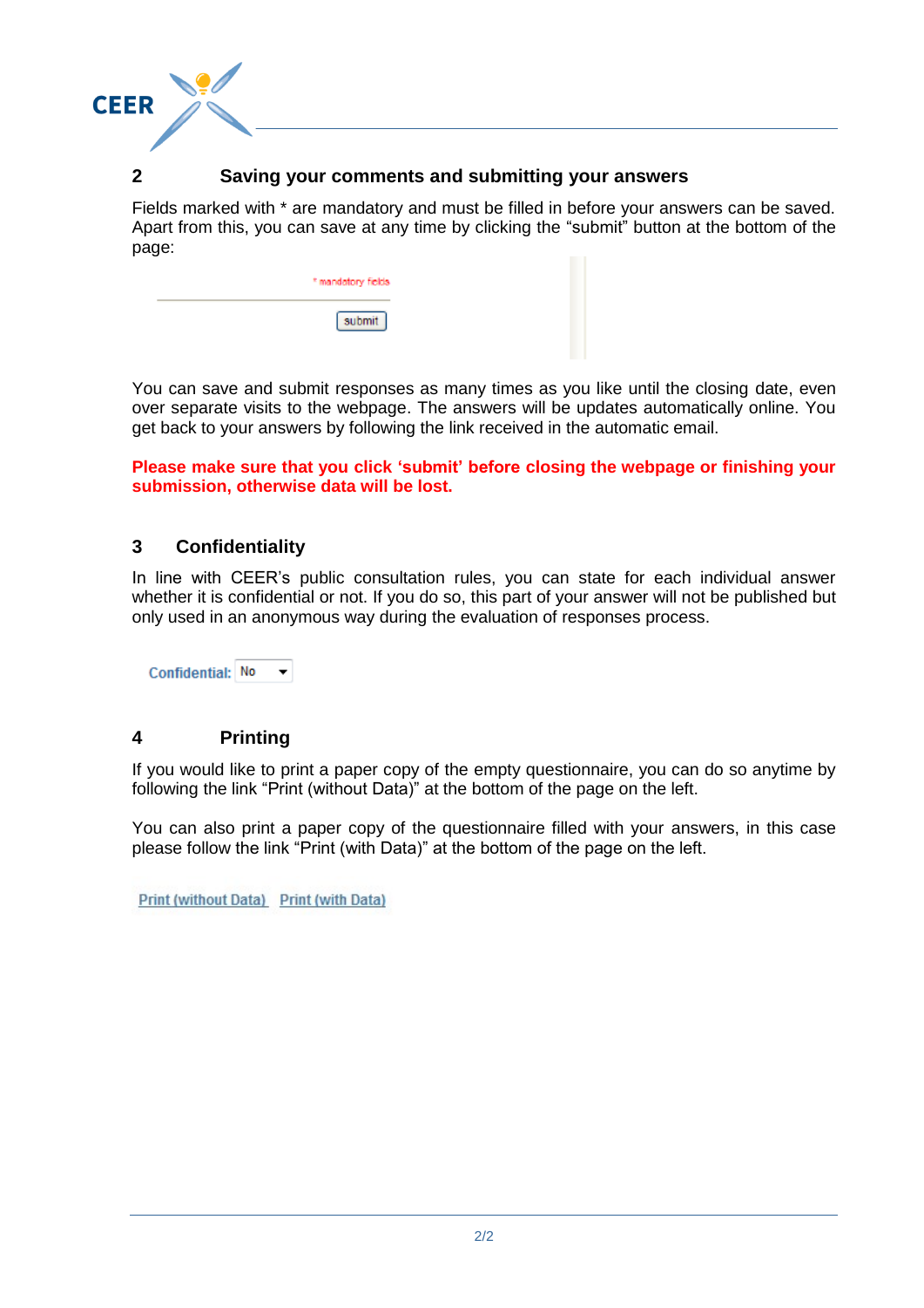## 2 Saving your comments and submitting your answers

Fields marked with * are mandatory and must be filled in before your answers can be saved. Apart from this, you can save at any time by clicking the "submit" button at the bottom of the page:

\* mandatory fields

submit

You can save and submit responses as many times as you like until the closing date, even over separate visits to the webpage. The answers will be updates automatically online. You get back to your answers by following the link received in the automatic email.

**Please make sure that you click 'submit' before closing the webpage or finishing your submission, otherwise data will be lost.**

## 3 Confidentiality

In line with CEER's public consultation rules, you can state for each individual answer whether it is confidential or not. If you do so, this part of your answer will not be published but only used in an anonymous way during the evaluation of responses process.

Confidential: No

## 4 Printing

If you would like to print a paper copy of the empty questionnaire, you can do so anytime by following the link "Print (without Data)" at the bottom of the page on the left.

You can also print a paper copy of the questionnaire filled with your answers, in this case please follow the link "Print (with Data)" at the bottom of the page on the left.

Print (without Data) Print (with Data)